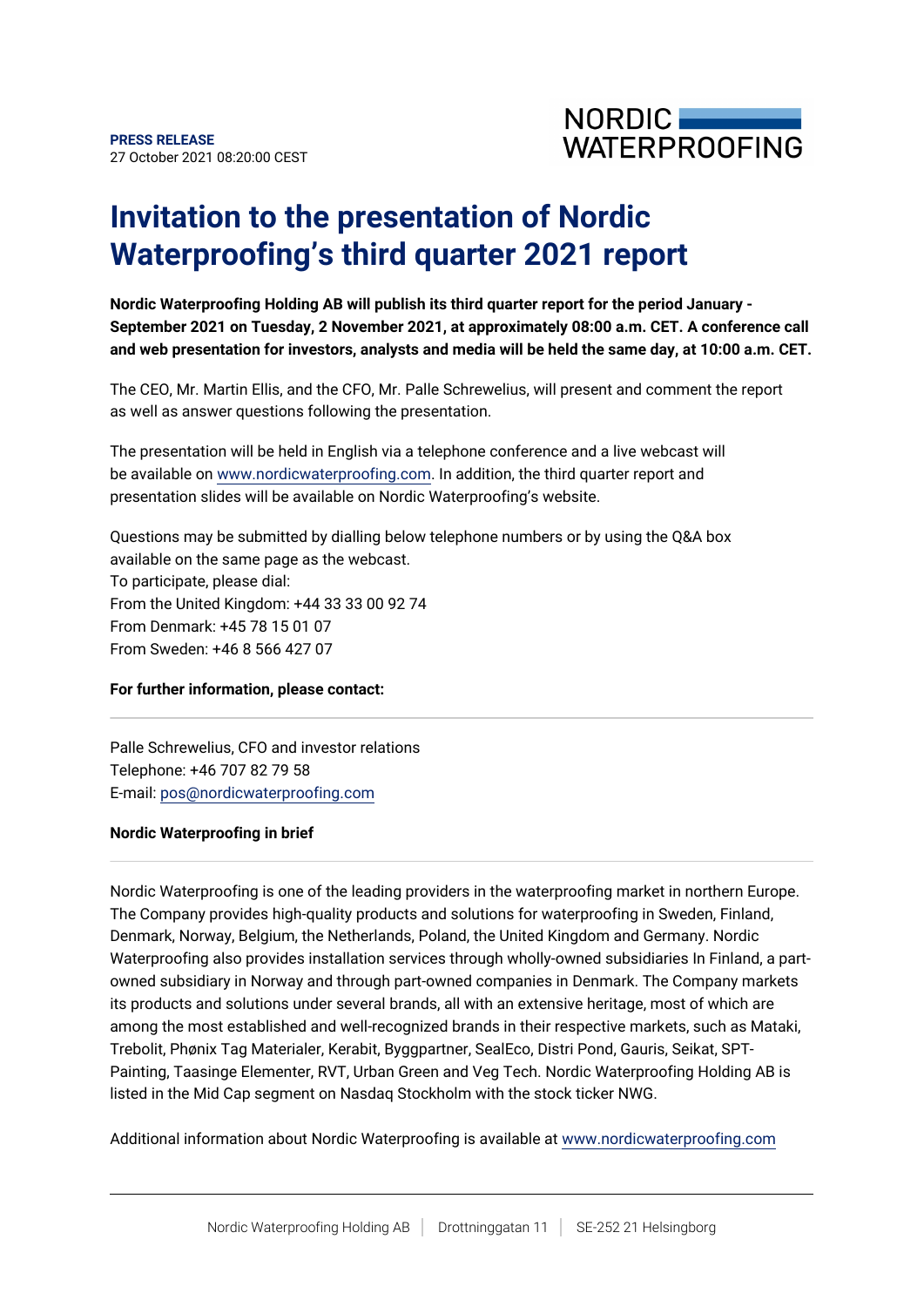**PRESS RELEASE**
27 October 2021 08:20:00 CEST

# Invitation to the presentation of Nordic Waterproofing's third quarter 2021 report

**Nordic Waterproofing Holding AB will publish its third quarter report for the period January - September 2021 on Tuesday, 2 November 2021, at approximately 08:00 a.m. CET. A conference call and web presentation for investors, analysts and media will be held the same day, at 10:00 a.m. CET.**

The CEO, Mr. Martin Ellis, and the CFO, Mr. Palle Schrewelius, will present and comment the report as well as answer questions following the presentation.

The presentation will be held in English via a telephone conference and a live webcast will be available on www.nordicwaterproofing.com. In addition, the third quarter report and presentation slides will be available on Nordic Waterproofing's website.

Questions may be submitted by dialling below telephone numbers or by using the Q&A box available on the same page as the webcast.
To participate, please dial:
From the United Kingdom: +44 33 33 00 92 74
From Denmark: +45 78 15 01 07
From Sweden: +46 8 566 427 07

**For further information, please contact:**

Palle Schrewelius, CFO and investor relations
Telephone: +46 707 82 79 58
E-mail: pos@nordicwaterproofing.com

**Nordic Waterproofing in brief**

Nordic Waterproofing is one of the leading providers in the waterproofing market in northern Europe. The Company provides high-quality products and solutions for waterproofing in Sweden, Finland, Denmark, Norway, Belgium, the Netherlands, Poland, the United Kingdom and Germany. Nordic Waterproofing also provides installation services through wholly-owned subsidiaries In Finland, a part-owned subsidiary in Norway and through part-owned companies in Denmark. The Company markets its products and solutions under several brands, all with an extensive heritage, most of which are among the most established and well-recognized brands in their respective markets, such as Mataki, Trebolit, Phønix Tag Materialer, Kerabit, Byggpartner, SealEco, Distri Pond, Gauris, Seikat, SPT-Painting, Taasinge Elementer, RVT, Urban Green and Veg Tech. Nordic Waterproofing Holding AB is listed in the Mid Cap segment on Nasdaq Stockholm with the stock ticker NWG.

Additional information about Nordic Waterproofing is available at www.nordicwaterproofing.com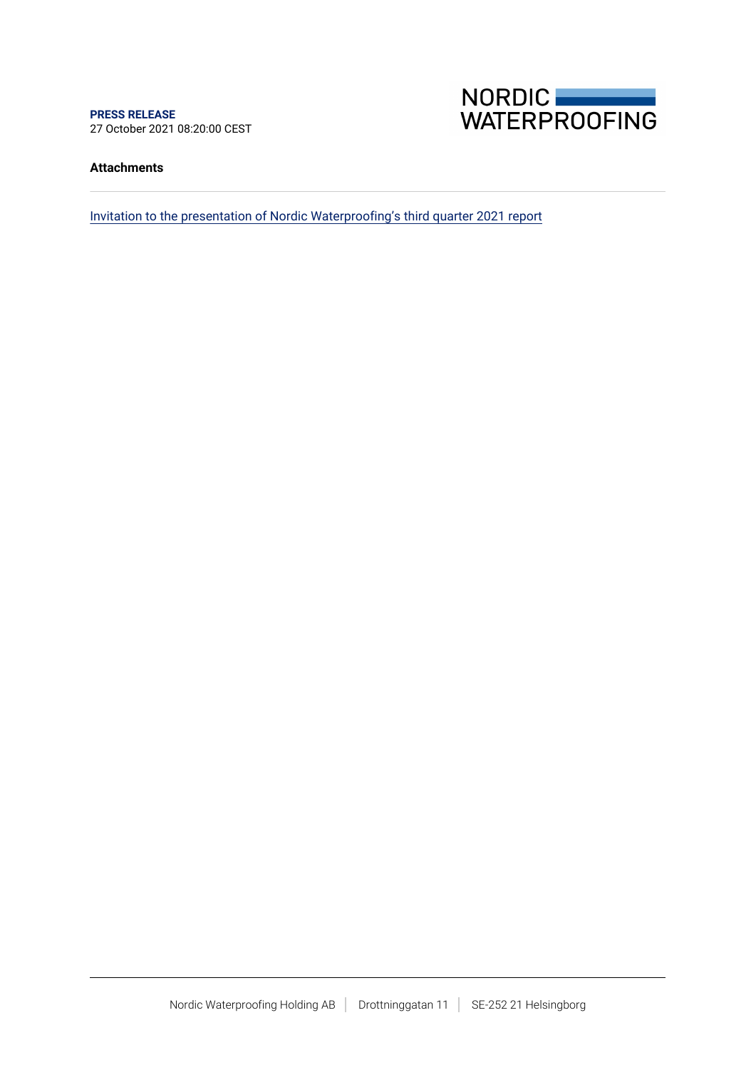**PRESS RELEASE**
27 October 2021 08:20:00 CEST

**Attachments**

---

Invitation to the presentation of Nordic Waterproofing's third quarter 2021 report